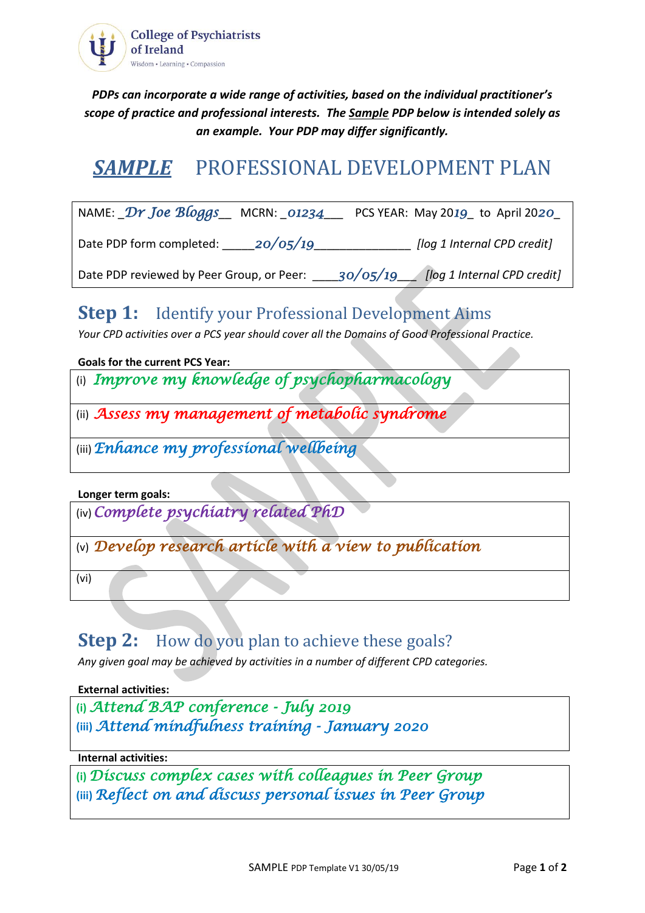College of Psychiatrists of Ireland
Wisdom • Learning • Compassion

***PDPs can incorporate a wide range of activities, based on the individual practitioner's scope of practice and professional interests. The <u>Sample</u> PDP below is intended solely as an example. Your PDP may differ significantly.***

# ***SAMPLE*** PROFESSIONAL DEVELOPMENT PLAN

NAME: _Dr Joe Bloggs__ MCRN: _01234___ PCS YEAR: May 2019_ to April 2020_

Date PDP form completed: _____20/05/19______________ *[log 1 Internal CPD credit]*

Date PDP reviewed by Peer Group, or Peer: ____30/05/19___ *[log 1 Internal CPD credit]*

## Step 1: Identify your Professional Development Aims

*Your CPD activities over a PCS year should cover all the Domains of Good Professional Practice.*

**Goals for the current PCS Year:**

(i) Improve my knowledge of psychopharmacology

(ii) Assess my management of metabolic syndrome

(iii) Enhance my professional wellbeing

**Longer term goals:**

(iv) Complete psychiatry related PhD

(v) Develop research article with a view to publication

(vi)

## Step 2: How do you plan to achieve these goals?

*Any given goal may be achieved by activities in a number of different CPD categories.*

**External activities:**

(i) Attend BAP conference - July 2019
(iii) Attend mindfulness training - January 2020

**Internal activities:**

(i) Discuss complex cases with colleagues in Peer Group
(iii) Reflect on and discuss personal issues in Peer Group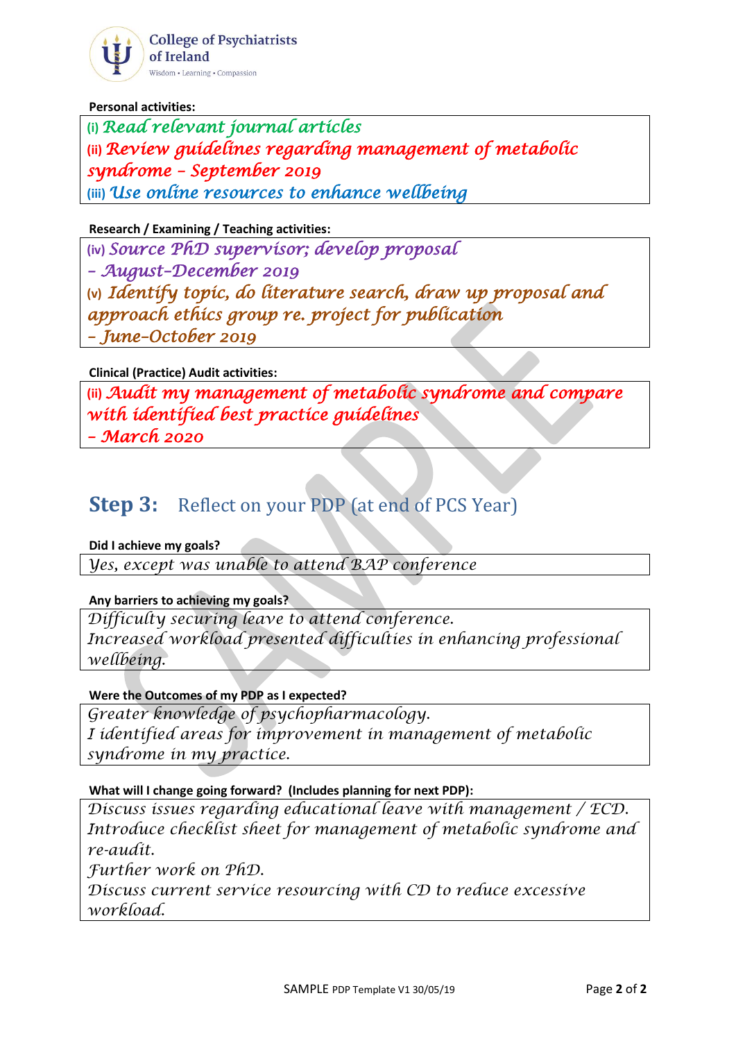**Personal activities:**

(i) *Read relevant journal articles*
(ii) *Review guidelines regarding management of metabolic syndrome – September 2019*
(iii) *Use online resources to enhance wellbeing*

**Research / Examining / Teaching activities:**

(iv) *Source PhD supervisor; develop proposal – August-December 2019*
(v) *Identify topic, do literature search, draw up proposal and approach ethics group re. project for publication – June-October 2019*

**Clinical (Practice) Audit activities:**

(ii) *Audit my management of metabolic syndrome and compare with identified best practice guidelines – March 2020*

## Step 3: Reflect on your PDP (at end of PCS Year)

**Did I achieve my goals?**

*Yes, except was unable to attend BAP conference*

**Any barriers to achieving my goals?**

*Difficulty securing leave to attend conference.*
*Increased workload presented difficulties in enhancing professional wellbeing.*

**Were the Outcomes of my PDP as I expected?**

*Greater knowledge of psychopharmacology.*
*I identified areas for improvement in management of metabolic syndrome in my practice.*

**What will I change going forward? (Includes planning for next PDP):**

*Discuss issues regarding educational leave with management / ECD.*
*Introduce checklist sheet for management of metabolic syndrome and re-audit.*
*Further work on PhD.*
*Discuss current service resourcing with CD to reduce excessive workload.*